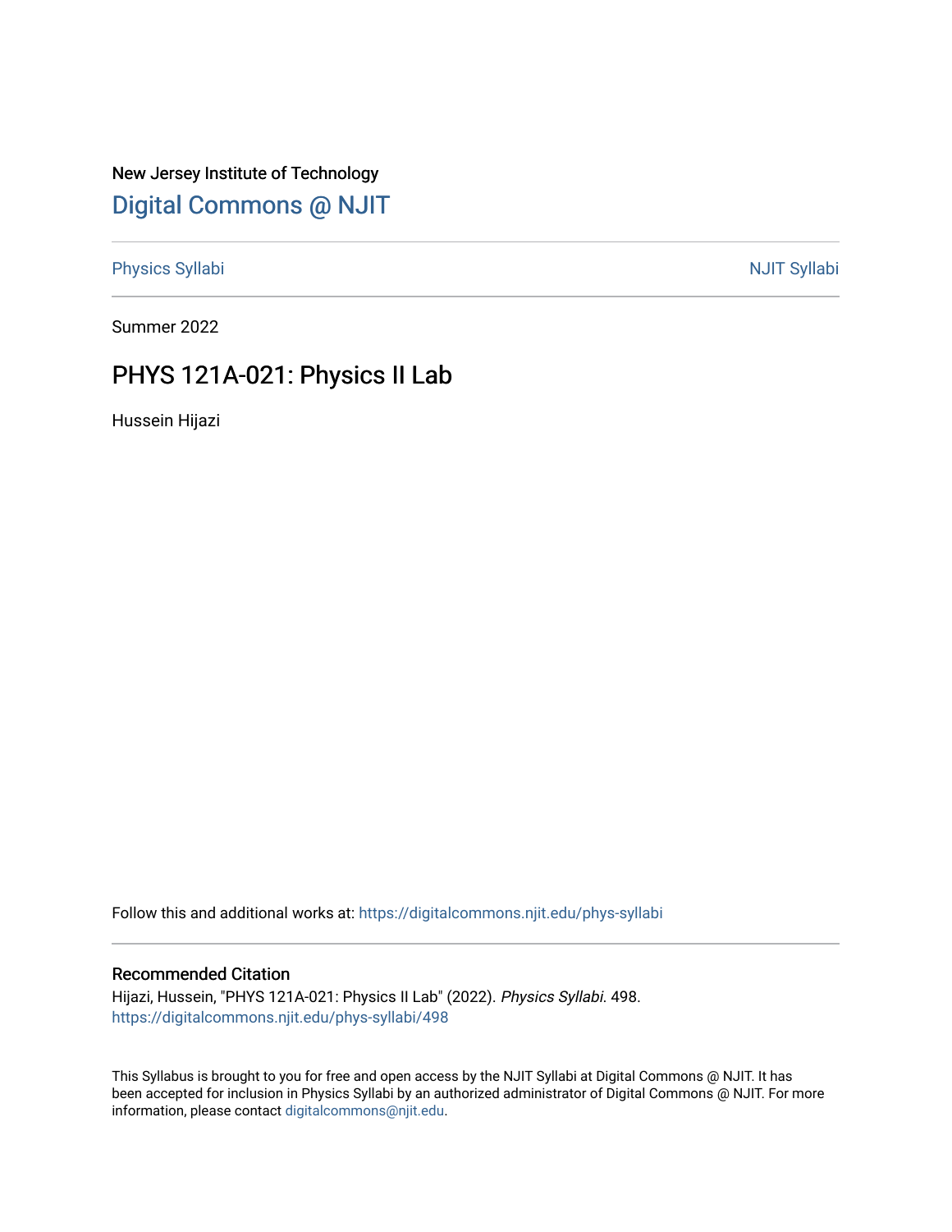New Jersey Institute of Technology

# Digital Commons @ NJIT

Physics Syllabi | NJIT Syllabi

Summer 2022

## PHYS 121A-021: Physics II Lab

Hussein Hijazi

Follow this and additional works at: https://digitalcommons.njit.edu/phys-syllabi

### Recommended Citation

Hijazi, Hussein, "PHYS 121A-021: Physics II Lab" (2022). *Physics Syllabi*. 498.
https://digitalcommons.njit.edu/phys-syllabi/498

This Syllabus is brought to you for free and open access by the NJIT Syllabi at Digital Commons @ NJIT. It has been accepted for inclusion in Physics Syllabi by an authorized administrator of Digital Commons @ NJIT. For more information, please contact digitalcommons@njit.edu.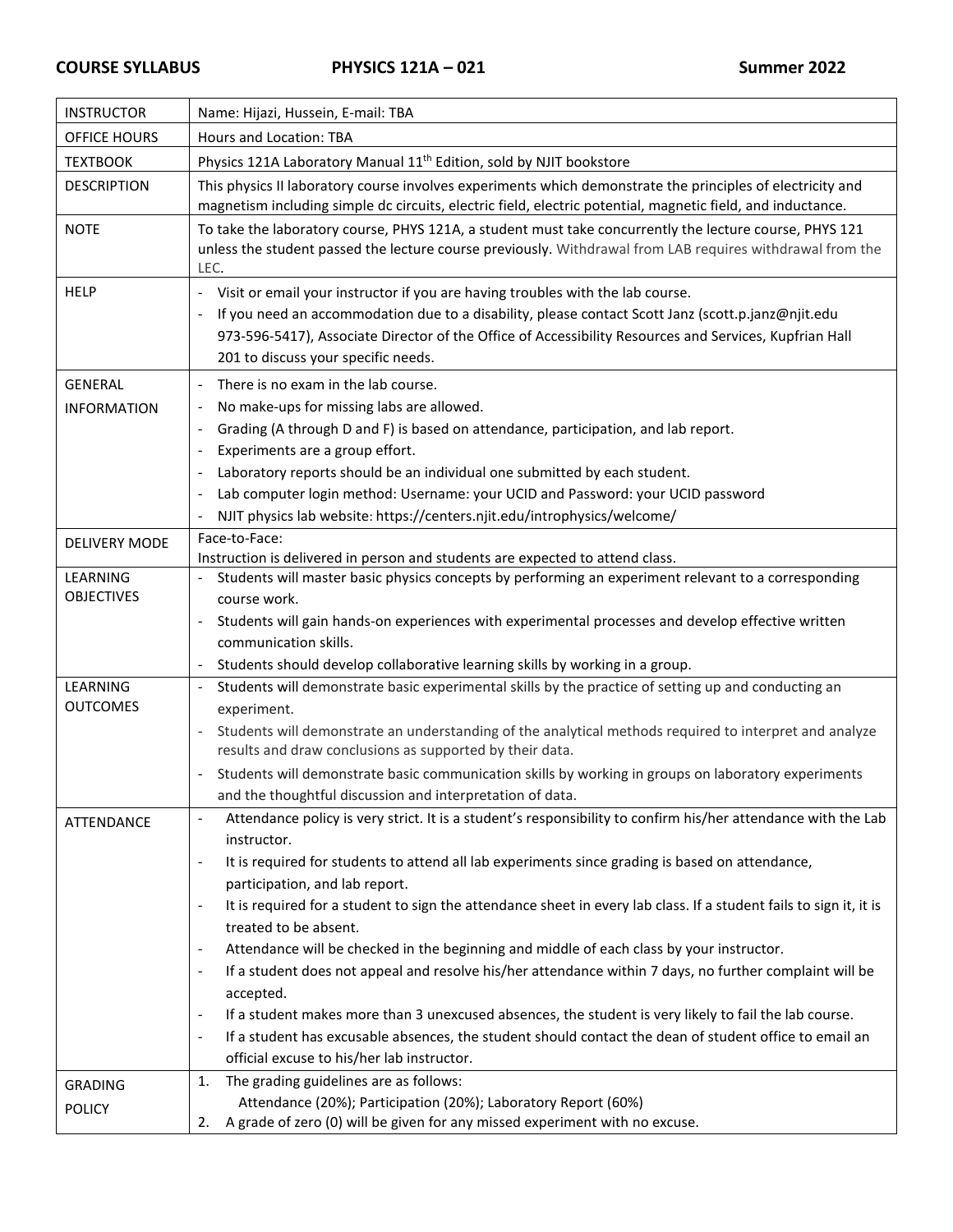**COURSE SYLLABUS** **PHYSICS 121A – 021** **Summer 2022**

| | |
|---|---|
| INSTRUCTOR | Name: Hijazi, Hussein, E-mail: TBA |
| OFFICE HOURS | Hours and Location: TBA |
| TEXTBOOK | Physics 121A Laboratory Manual 11th Edition, sold by NJIT bookstore |
| DESCRIPTION | This physics II laboratory course involves experiments which demonstrate the principles of electricity and magnetism including simple dc circuits, electric field, electric potential, magnetic field, and inductance. |
| NOTE | To take the laboratory course, PHYS 121A, a student must take concurrently the lecture course, PHYS 121 unless the student passed the lecture course previously. Withdrawal from LAB requires withdrawal from the LEC. |
| HELP | - Visit or email your instructor if you are having troubles with the lab course.<br>- If you need an accommodation due to a disability, please contact Scott Janz (scott.p.janz@njit.edu 973-596-5417), Associate Director of the Office of Accessibility Resources and Services, Kupfrian Hall 201 to discuss your specific needs. |
| GENERAL INFORMATION | - There is no exam in the lab course.<br>- No make-ups for missing labs are allowed.<br>- Grading (A through D and F) is based on attendance, participation, and lab report.<br>- Experiments are a group effort.<br>- Laboratory reports should be an individual one submitted by each student.<br>- Lab computer login method: Username: your UCID and Password: your UCID password<br>- NJIT physics lab website: https://centers.njit.edu/introphysics/welcome/ |
| DELIVERY MODE | Face-to-Face:<br>Instruction is delivered in person and students are expected to attend class. |
| LEARNING OBJECTIVES | - Students will master basic physics concepts by performing an experiment relevant to a corresponding course work.<br>- Students will gain hands-on experiences with experimental processes and develop effective written communication skills.<br>- Students should develop collaborative learning skills by working in a group. |
| LEARNING OUTCOMES | - Students will demonstrate basic experimental skills by the practice of setting up and conducting an experiment.<br>- Students will demonstrate an understanding of the analytical methods required to interpret and analyze results and draw conclusions as supported by their data.<br>- Students will demonstrate basic communication skills by working in groups on laboratory experiments and the thoughtful discussion and interpretation of data. |
| ATTENDANCE | - Attendance policy is very strict. It is a student's responsibility to confirm his/her attendance with the Lab instructor.<br>- It is required for students to attend all lab experiments since grading is based on attendance, participation, and lab report.<br>- It is required for a student to sign the attendance sheet in every lab class. If a student fails to sign it, it is treated to be absent.<br>- Attendance will be checked in the beginning and middle of each class by your instructor.<br>- If a student does not appeal and resolve his/her attendance within 7 days, no further complaint will be accepted.<br>- If a student makes more than 3 unexcused absences, the student is very likely to fail the lab course.<br>- If a student has excusable absences, the student should contact the dean of student office to email an official excuse to his/her lab instructor. |
| GRADING POLICY | 1. The grading guidelines are as follows:<br>Attendance (20%); Participation (20%); Laboratory Report (60%)<br>2. A grade of zero (0) will be given for any missed experiment with no excuse. |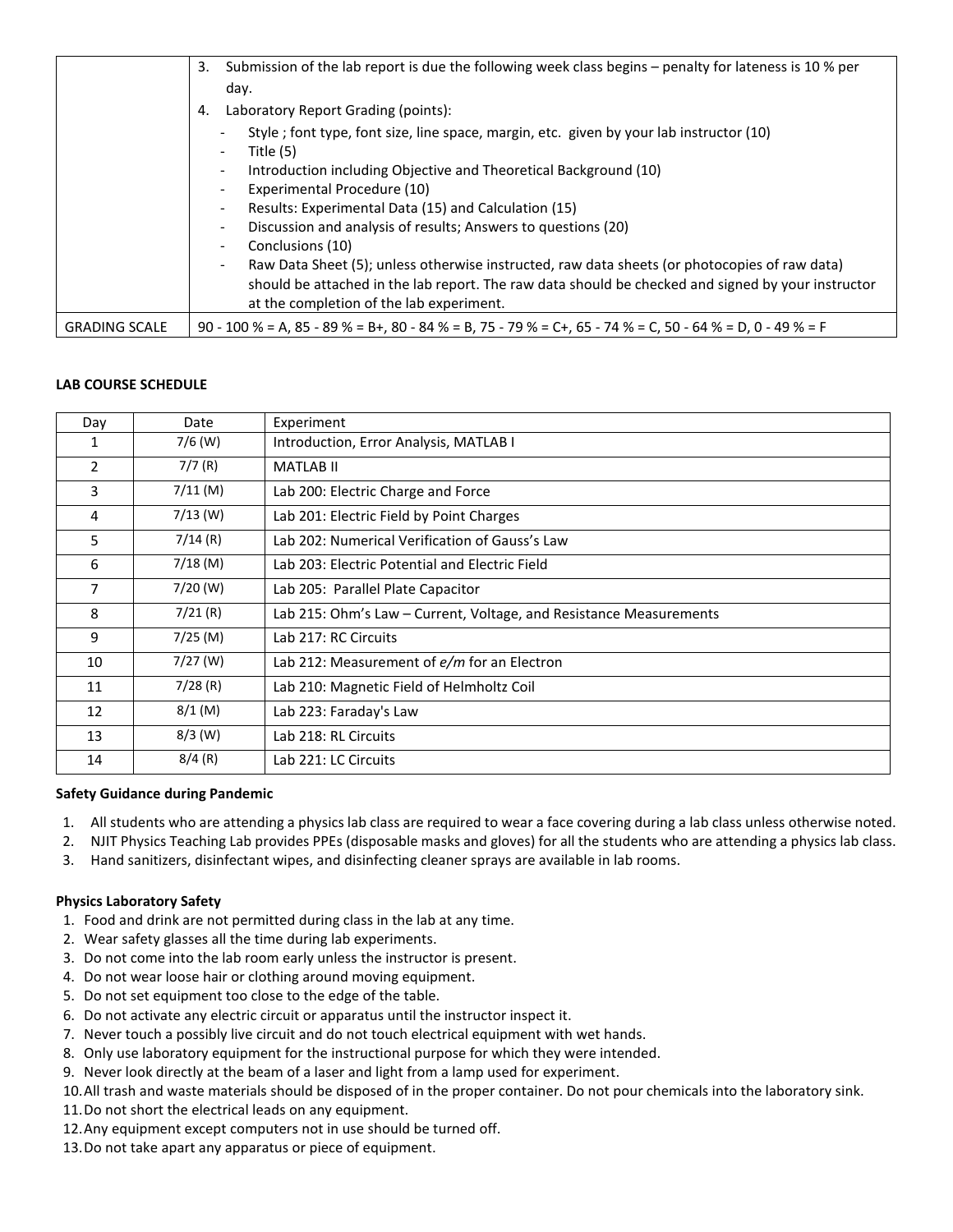| | |
|---|---|
| | 3. Submission of the lab report is due the following week class begins – penalty for lateness is 10 % per day.<br>4. Laboratory Report Grading (points):<br>- Style ; font type, font size, line space, margin, etc. given by your lab instructor (10)<br>- Title (5)<br>- Introduction including Objective and Theoretical Background (10)<br>- Experimental Procedure (10)<br>- Results: Experimental Data (15) and Calculation (15)<br>- Discussion and analysis of results; Answers to questions (20)<br>- Conclusions (10)<br>- Raw Data Sheet (5); unless otherwise instructed, raw data sheets (or photocopies of raw data) should be attached in the lab report. The raw data should be checked and signed by your instructor at the completion of the lab experiment. |
| GRADING SCALE | 90 - 100 % = A, 85 - 89 % = B+, 80 - 84 % = B, 75 - 79 % = C+, 65 - 74 % = C, 50 - 64 % = D, 0 - 49 % = F |

**LAB COURSE SCHEDULE**

| Day | Date | Experiment |
|---|---|---|
| 1 | 7/6 (W) | Introduction, Error Analysis, MATLAB I |
| 2 | 7/7 (R) | MATLAB II |
| 3 | 7/11 (M) | Lab 200: Electric Charge and Force |
| 4 | 7/13 (W) | Lab 201: Electric Field by Point Charges |
| 5 | 7/14 (R) | Lab 202: Numerical Verification of Gauss's Law |
| 6 | 7/18 (M) | Lab 203: Electric Potential and Electric Field |
| 7 | 7/20 (W) | Lab 205: Parallel Plate Capacitor |
| 8 | 7/21 (R) | Lab 215: Ohm's Law – Current, Voltage, and Resistance Measurements |
| 9 | 7/25 (M) | Lab 217: RC Circuits |
| 10 | 7/27 (W) | Lab 212: Measurement of *e/m* for an Electron |
| 11 | 7/28 (R) | Lab 210: Magnetic Field of Helmholtz Coil |
| 12 | 8/1 (M) | Lab 223: Faraday's Law |
| 13 | 8/3 (W) | Lab 218: RL Circuits |
| 14 | 8/4 (R) | Lab 221: LC Circuits |

**Safety Guidance during Pandemic**

1. All students who are attending a physics lab class are required to wear a face covering during a lab class unless otherwise noted.
2. NJIT Physics Teaching Lab provides PPEs (disposable masks and gloves) for all the students who are attending a physics lab class.
3. Hand sanitizers, disinfectant wipes, and disinfecting cleaner sprays are available in lab rooms.

**Physics Laboratory Safety**

1. Food and drink are not permitted during class in the lab at any time.
2. Wear safety glasses all the time during lab experiments.
3. Do not come into the lab room early unless the instructor is present.
4. Do not wear loose hair or clothing around moving equipment.
5. Do not set equipment too close to the edge of the table.
6. Do not activate any electric circuit or apparatus until the instructor inspect it.
7. Never touch a possibly live circuit and do not touch electrical equipment with wet hands.
8. Only use laboratory equipment for the instructional purpose for which they were intended.
9. Never look directly at the beam of a laser and light from a lamp used for experiment.
10. All trash and waste materials should be disposed of in the proper container. Do not pour chemicals into the laboratory sink.
11. Do not short the electrical leads on any equipment.
12. Any equipment except computers not in use should be turned off.
13. Do not take apart any apparatus or piece of equipment.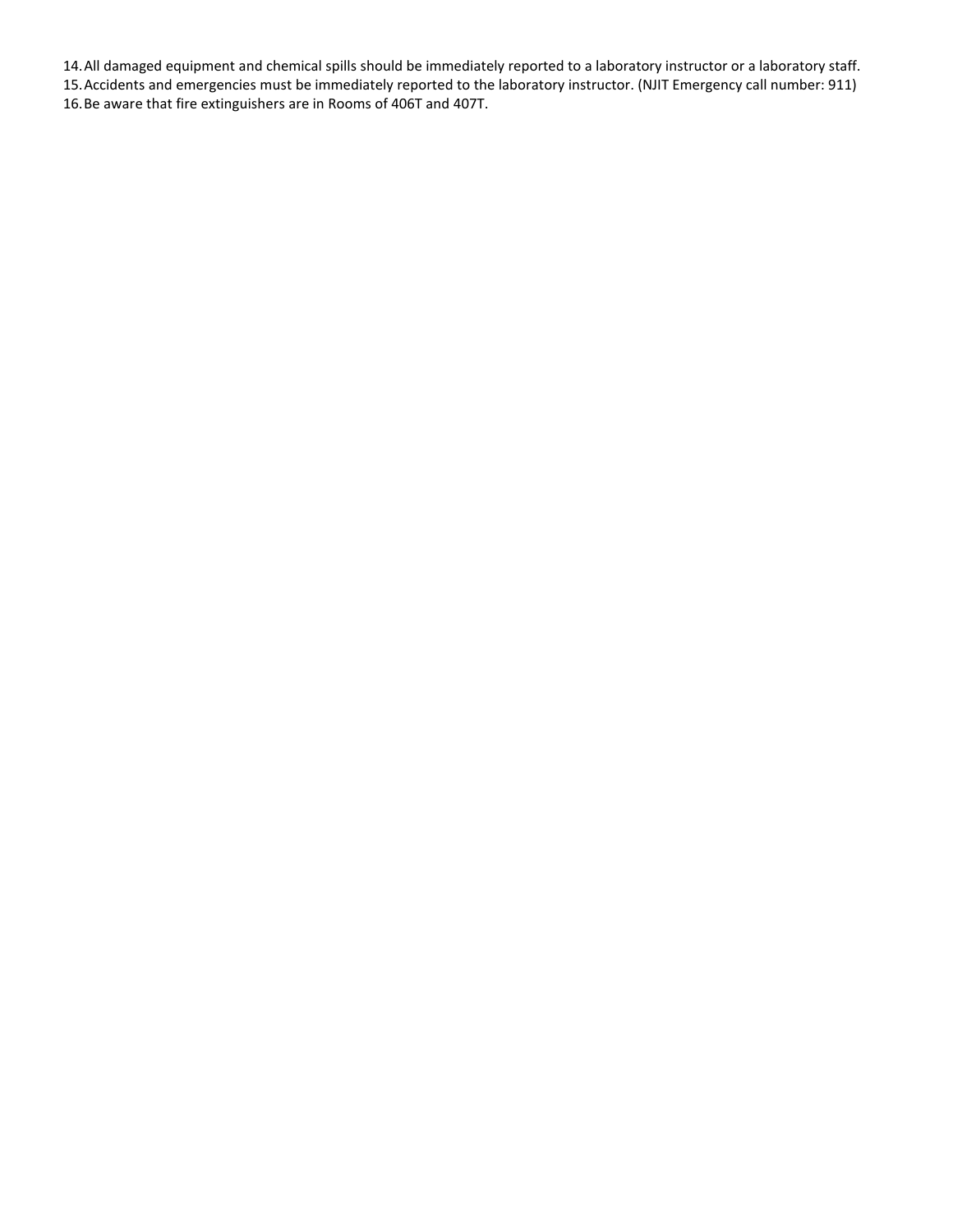14. All damaged equipment and chemical spills should be immediately reported to a laboratory instructor or a laboratory staff.
15. Accidents and emergencies must be immediately reported to the laboratory instructor. (NJIT Emergency call number: 911)
16. Be aware that fire extinguishers are in Rooms of 406T and 407T.